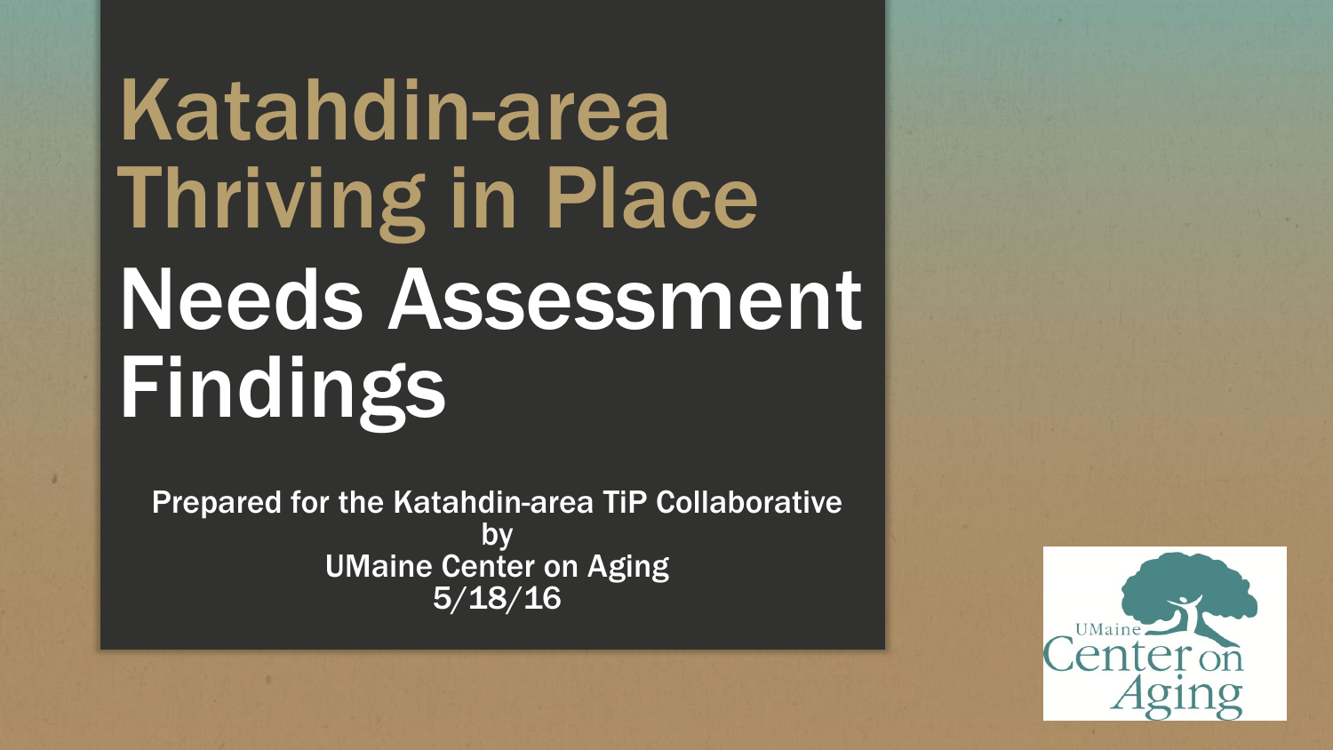# Katahdin-area Thriving in Place

# Needs Assessment Findings

Prepared for the Katahdin-area TiP Collaborative
by
UMaine Center on Aging
5/18/16

UMaine Center on Aging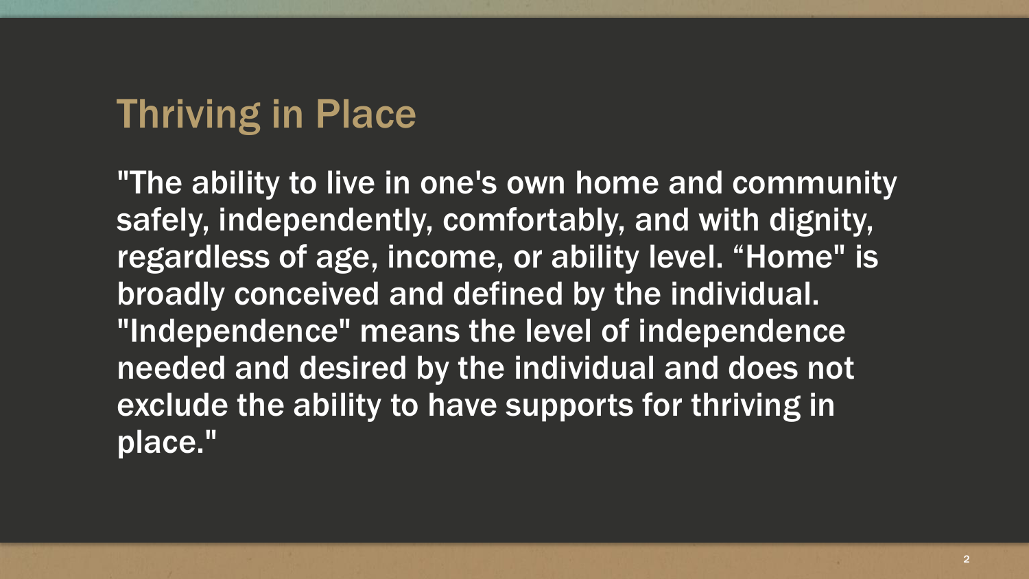# Thriving in Place

"The ability to live in one's own home and community safely, independently, comfortably, and with dignity, regardless of age, income, or ability level. “Home" is broadly conceived and defined by the individual. "Independence" means the level of independence needed and desired by the individual and does not exclude the ability to have supports for thriving in place."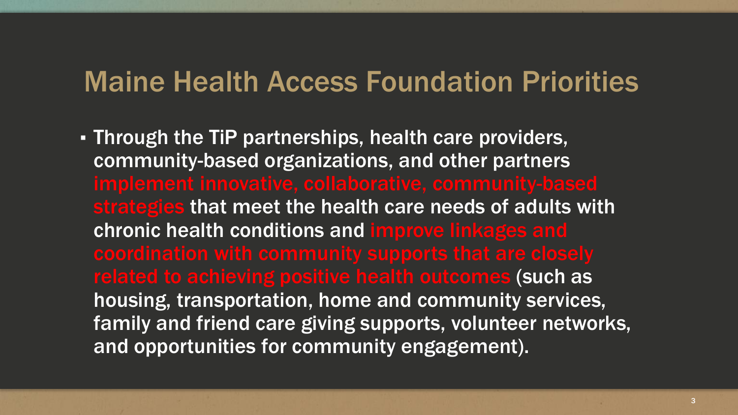# Maine Health Access Foundation Priorities

- Through the TiP partnerships, health care providers, community-based organizations, and other partners implement innovative, collaborative, community-based strategies that meet the health care needs of adults with chronic health conditions and improve linkages and coordination with community supports that are closely related to achieving positive health outcomes (such as housing, transportation, home and community services, family and friend care giving supports, volunteer networks, and opportunities for community engagement).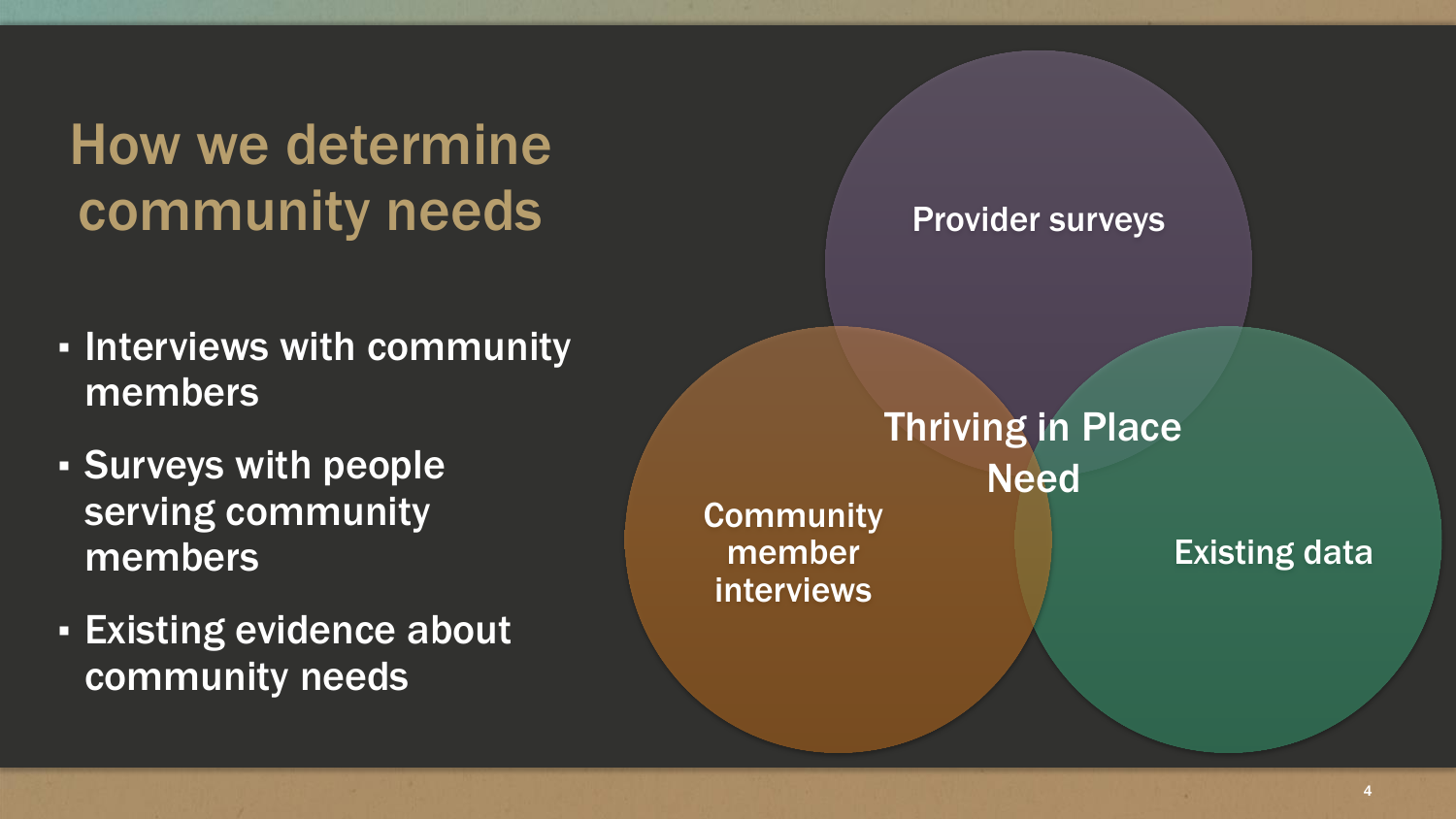# How we determine community needs

- Interviews with community members
- Surveys with people serving community members
- Existing evidence about community needs

Provider surveys

Community member interviews

Existing data

Thriving in Place Need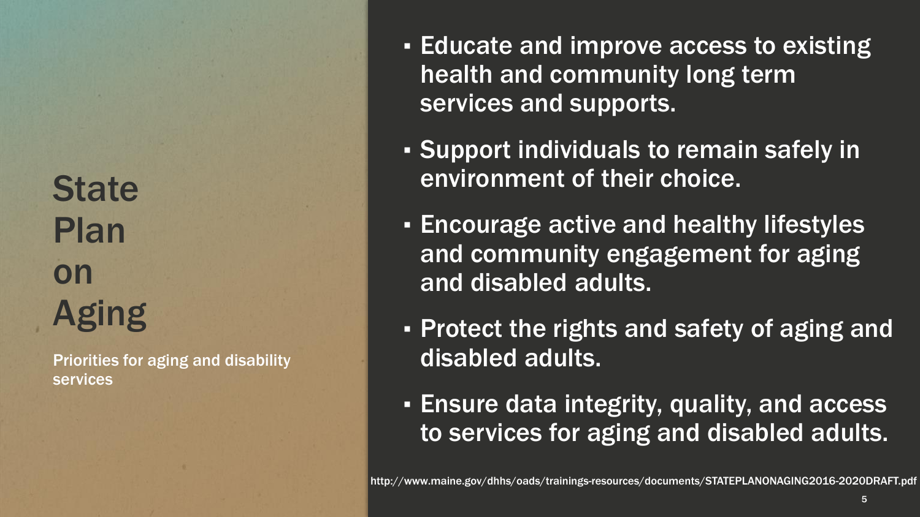# State Plan on Aging

Priorities for aging and disability services

- Educate and improve access to existing health and community long term services and supports.
- Support individuals to remain safely in environment of their choice.
- Encourage active and healthy lifestyles and community engagement for aging and disabled adults.
- Protect the rights and safety of aging and disabled adults.
- Ensure data integrity, quality, and access to services for aging and disabled adults.

http://www.maine.gov/dhhs/oads/trainings-resources/documents/STATEPLANONAGING2016-2020DRAFT.pdf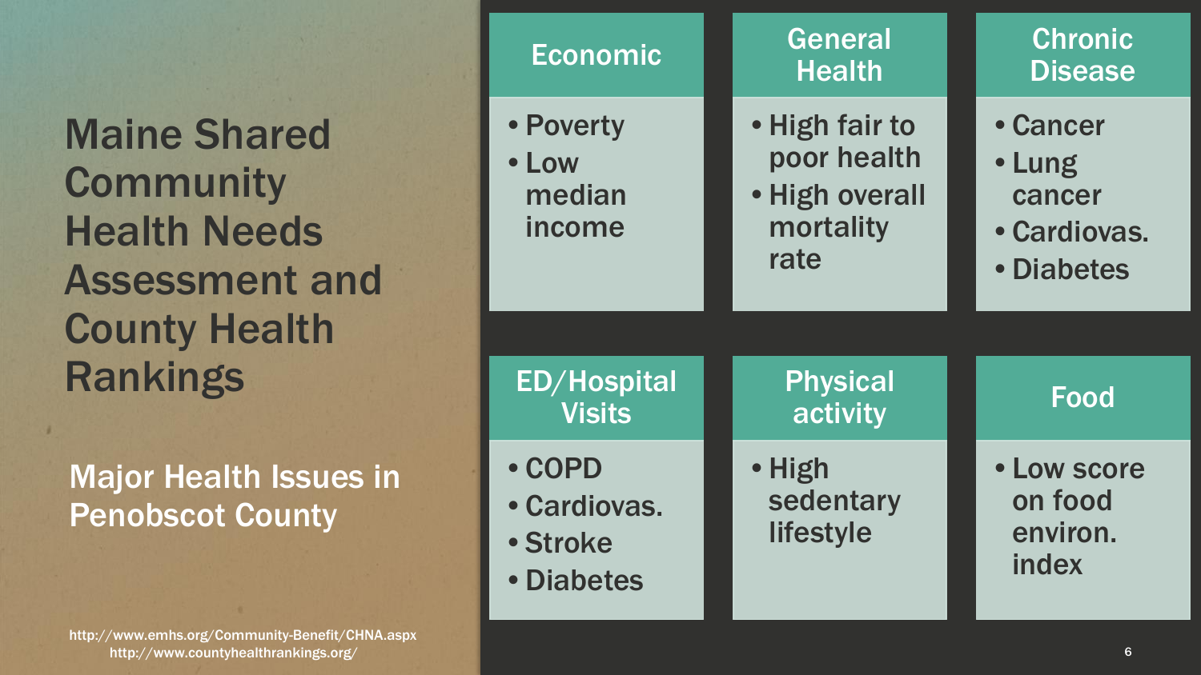# Maine Shared Community Health Needs Assessment and County Health Rankings

## Major Health Issues in Penobscot County

### Economic
- Poverty
- Low median income

### General Health
- High fair to poor health
- High overall mortality rate

### Chronic Disease
- Cancer
- Lung cancer
- Cardiovas.
- Diabetes

### ED/Hospital Visits
- COPD
- Cardiovas.
- Stroke
- Diabetes

### Physical activity
- High sedentary lifestyle

### Food
- Low score on food environ. index

http://www.emhs.org/Community-Benefit/CHNA.aspx
http://www.countyhealthrankings.org/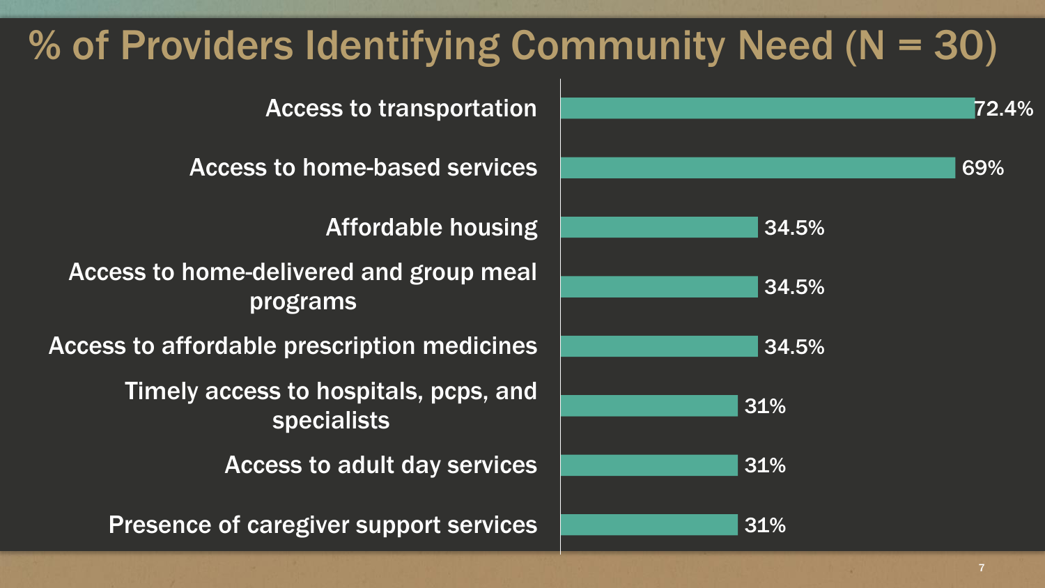# % of Providers Identifying Community Need (N = 30)

| Community Need | % |
|---|---|
| Access to transportation | 72.4% |
| Access to home-based services | 69% |
| Affordable housing | 34.5% |
| Access to home-delivered and group meal programs | 34.5% |
| Access to affordable prescription medicines | 34.5% |
| Timely access to hospitals, pcps, and specialists | 31% |
| Access to adult day services | 31% |
| Presence of caregiver support services | 31% |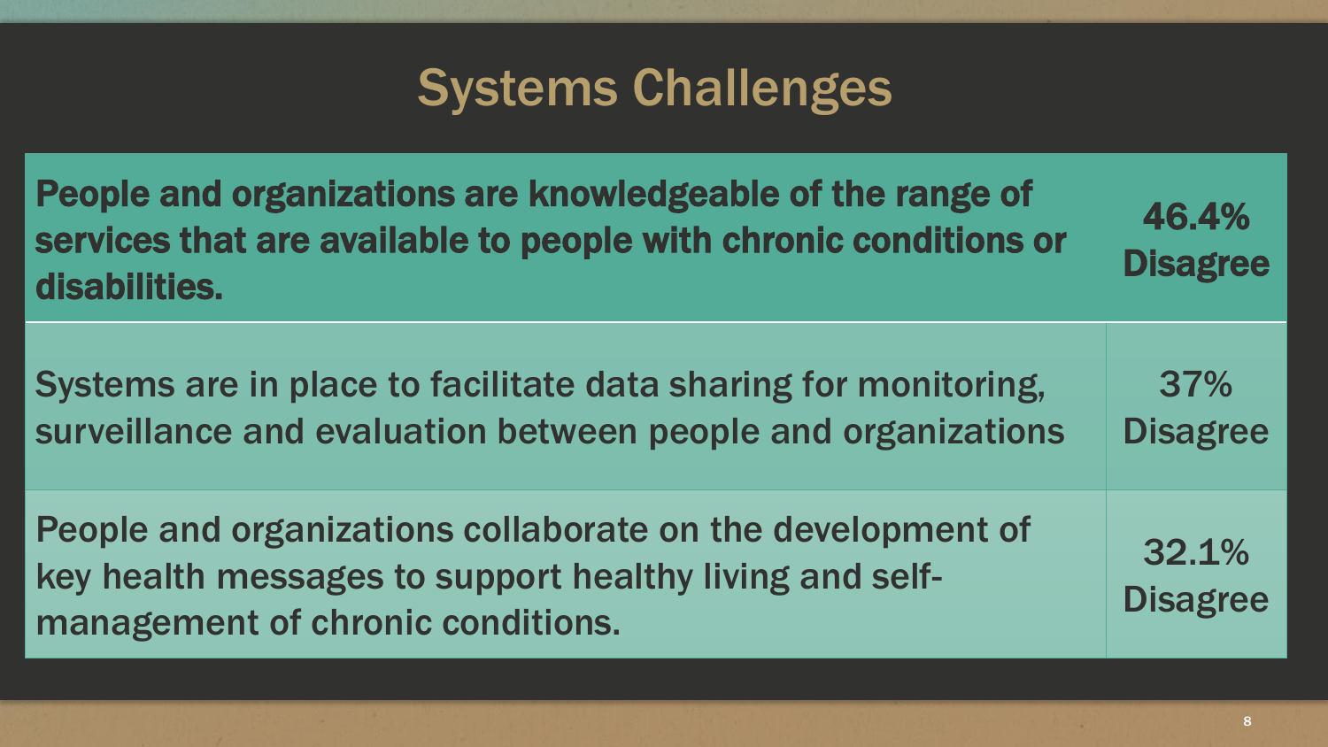# Systems Challenges

| Statement | Result |
| --- | --- |
| **People and organizations are knowledgeable of the range of services that are available to people with chronic conditions or disabilities.** | **46.4% Disagree** |
| Systems are in place to facilitate data sharing for monitoring, surveillance and evaluation between people and organizations | 37% Disagree |
| People and organizations collaborate on the development of key health messages to support healthy living and self-management of chronic conditions. | 32.1% Disagree |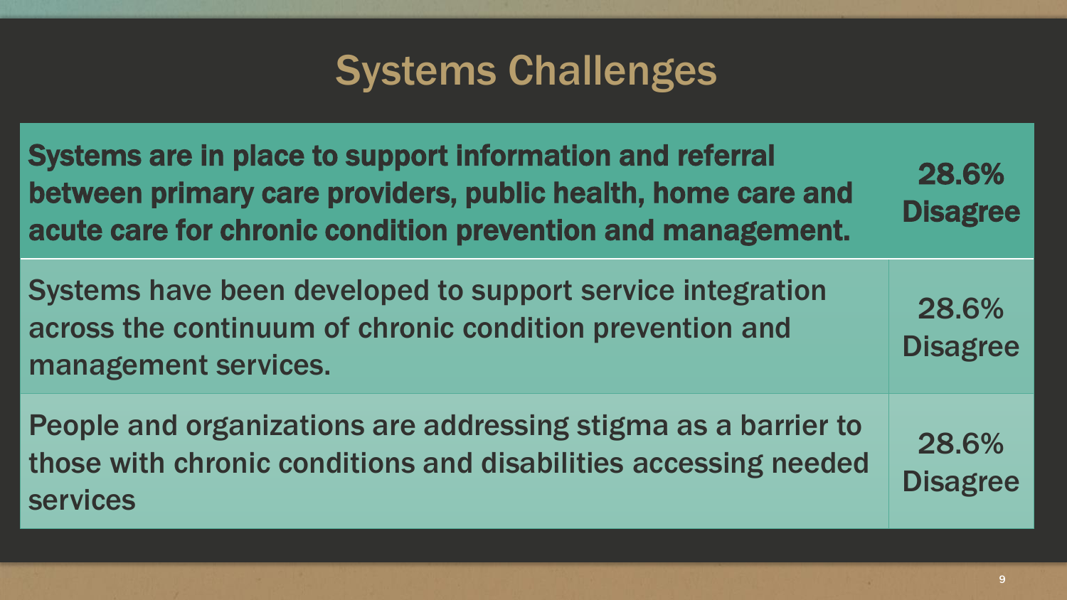# Systems Challenges

| Statement | Response |
| --- | --- |
| **Systems are in place to support information and referral between primary care providers, public health, home care and acute care for chronic condition prevention and management.** | **28.6% Disagree** |
| Systems have been developed to support service integration across the continuum of chronic condition prevention and management services. | 28.6% Disagree |
| People and organizations are addressing stigma as a barrier to those with chronic conditions and disabilities accessing needed services | 28.6% Disagree |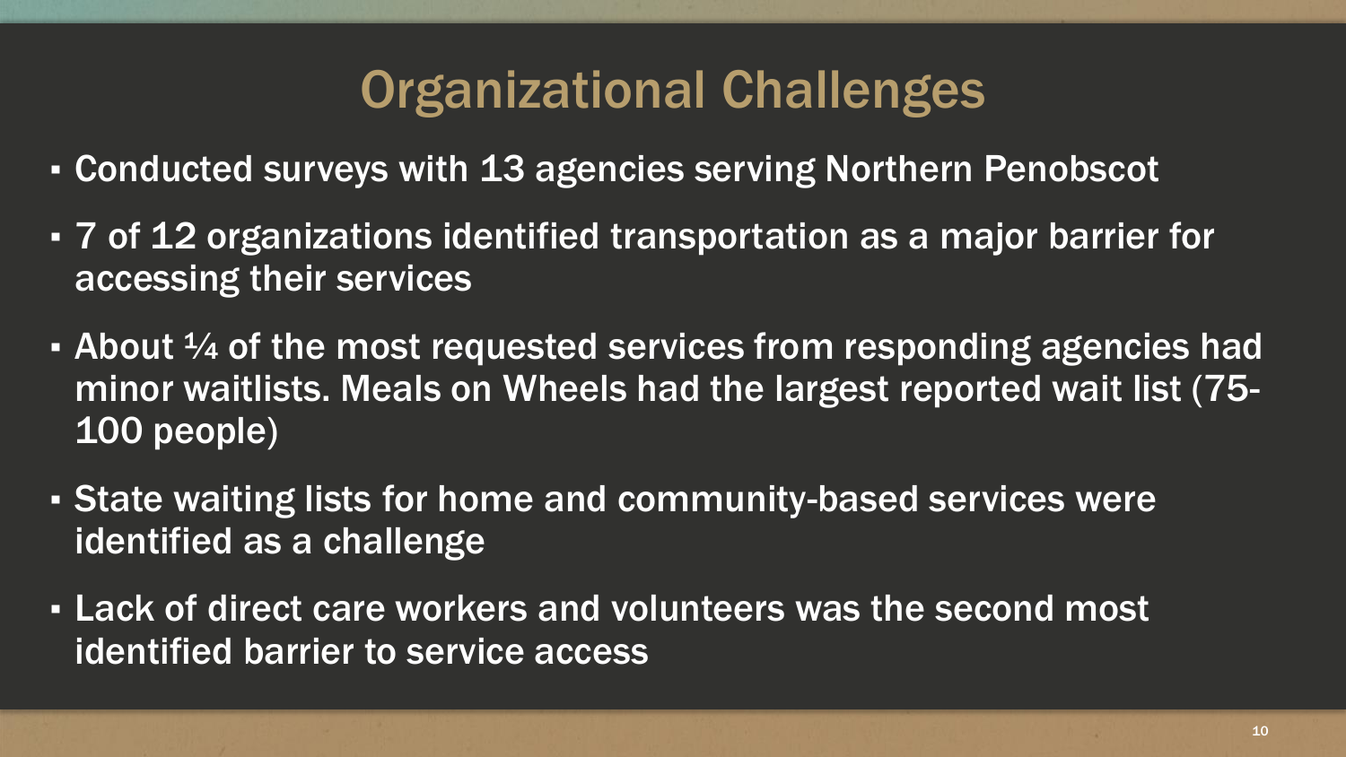# Organizational Challenges

- Conducted surveys with 13 agencies serving Northern Penobscot
- 7 of 12 organizations identified transportation as a major barrier for accessing their services
- About ¼ of the most requested services from responding agencies had minor waitlists. Meals on Wheels had the largest reported wait list (75-100 people)
- State waiting lists for home and community-based services were identified as a challenge
- Lack of direct care workers and volunteers was the second most identified barrier to service access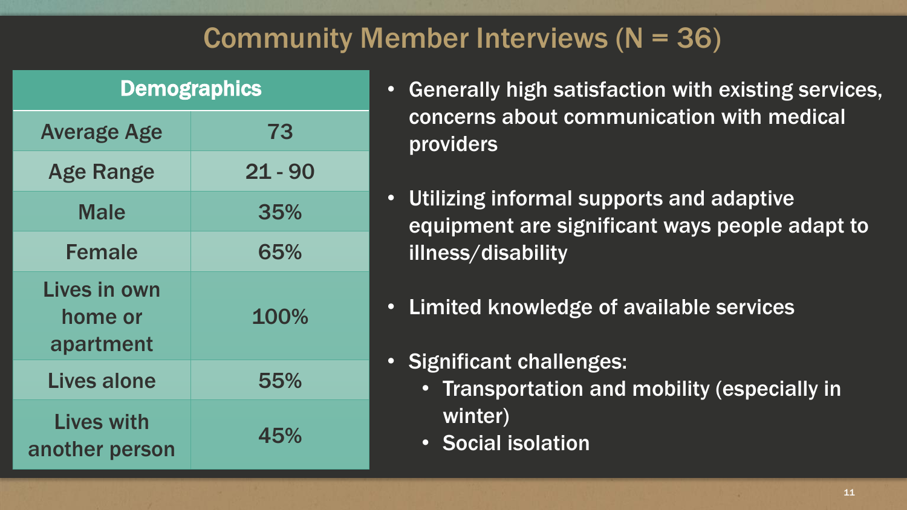# Community Member Interviews (N = 36)

| Demographics | |
|---|---|
| Average Age | 73 |
| Age Range | 21 - 90 |
| Male | 35% |
| Female | 65% |
| Lives in own home or apartment | 100% |
| Lives alone | 55% |
| Lives with another person | 45% |

- Generally high satisfaction with existing services, concerns about communication with medical providers
- Utilizing informal supports and adaptive equipment are significant ways people adapt to illness/disability
- Limited knowledge of available services
- Significant challenges:
  - Transportation and mobility (especially in winter)
  - Social isolation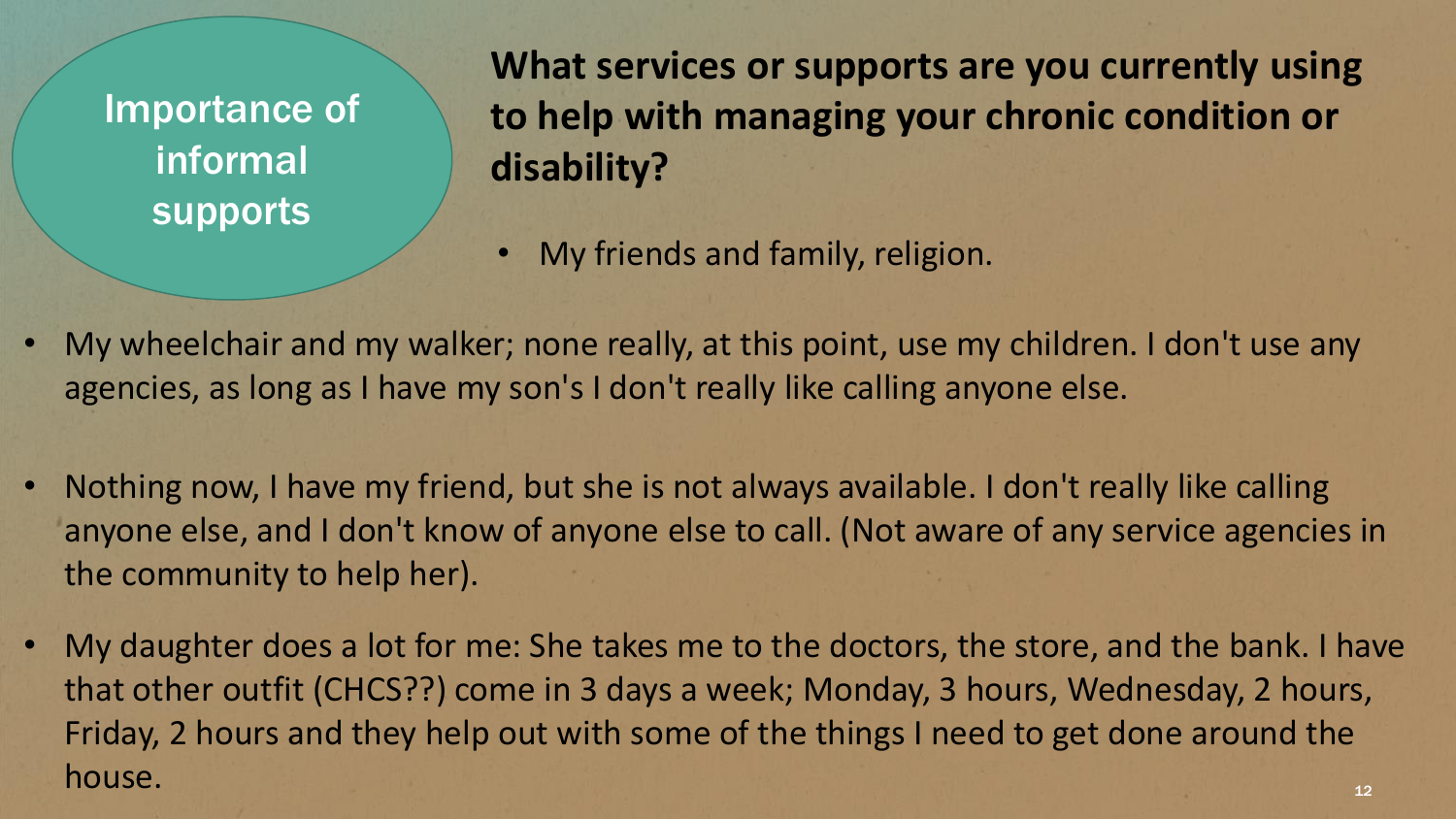## Importance of informal supports

**What services or supports are you currently using to help with managing your chronic condition or disability?**

- My friends and family, religion.
- My wheelchair and my walker; none really, at this point, use my children. I don't use any agencies, as long as I have my son's I don't really like calling anyone else.
- Nothing now, I have my friend, but she is not always available. I don't really like calling anyone else, and I don't know of anyone else to call. (Not aware of any service agencies in the community to help her).
- My daughter does a lot for me: She takes me to the doctors, the store, and the bank. I have that other outfit (CHCS??) come in 3 days a week; Monday, 3 hours, Wednesday, 2 hours, Friday, 2 hours and they help out with some of the things I need to get done around the house.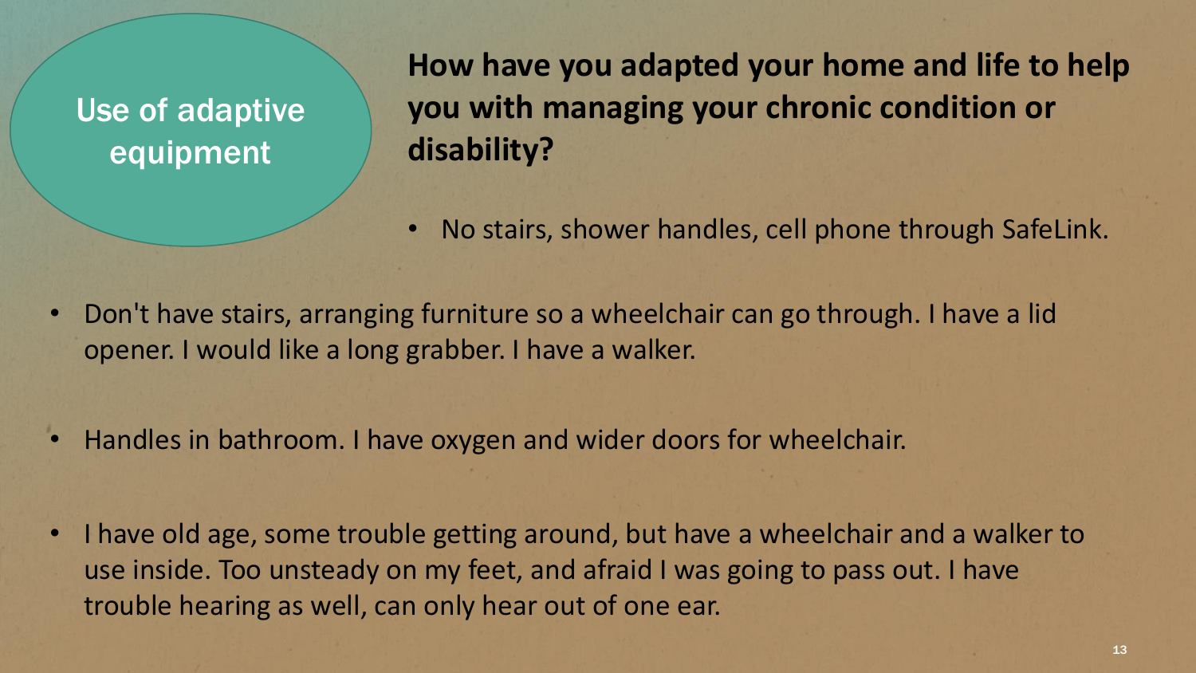## Use of adaptive equipment

**How have you adapted your home and life to help you with managing your chronic condition or disability?**

- No stairs, shower handles, cell phone through SafeLink.
- Don't have stairs, arranging furniture so a wheelchair can go through. I have a lid opener. I would like a long grabber. I have a walker.
- Handles in bathroom. I have oxygen and wider doors for wheelchair.
- I have old age, some trouble getting around, but have a wheelchair and a walker to use inside. Too unsteady on my feet, and afraid I was going to pass out. I have trouble hearing as well, can only hear out of one ear.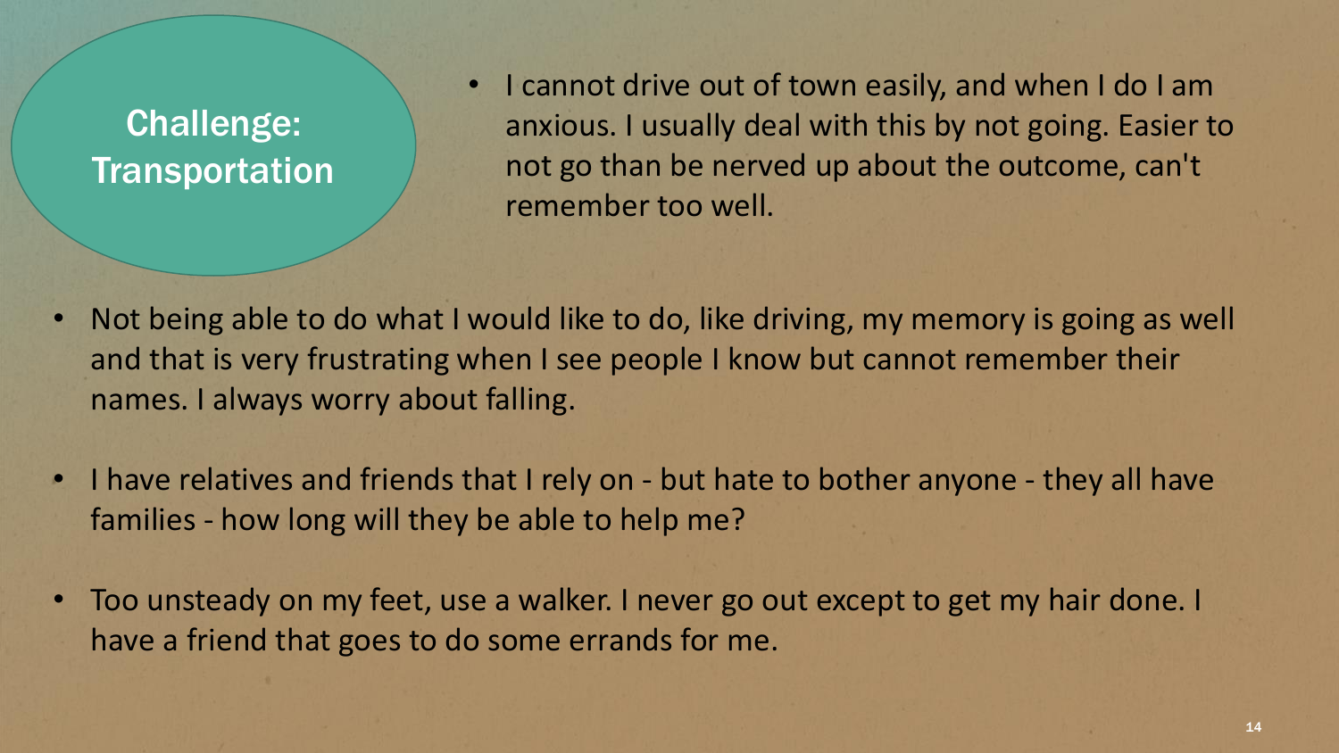## Challenge: Transportation

- I cannot drive out of town easily, and when I do I am anxious. I usually deal with this by not going. Easier to not go than be nerved up about the outcome, can't remember too well.
- Not being able to do what I would like to do, like driving, my memory is going as well and that is very frustrating when I see people I know but cannot remember their names. I always worry about falling.
- I have relatives and friends that I rely on - but hate to bother anyone - they all have families - how long will they be able to help me?
- Too unsteady on my feet, use a walker. I never go out except to get my hair done. I have a friend that goes to do some errands for me.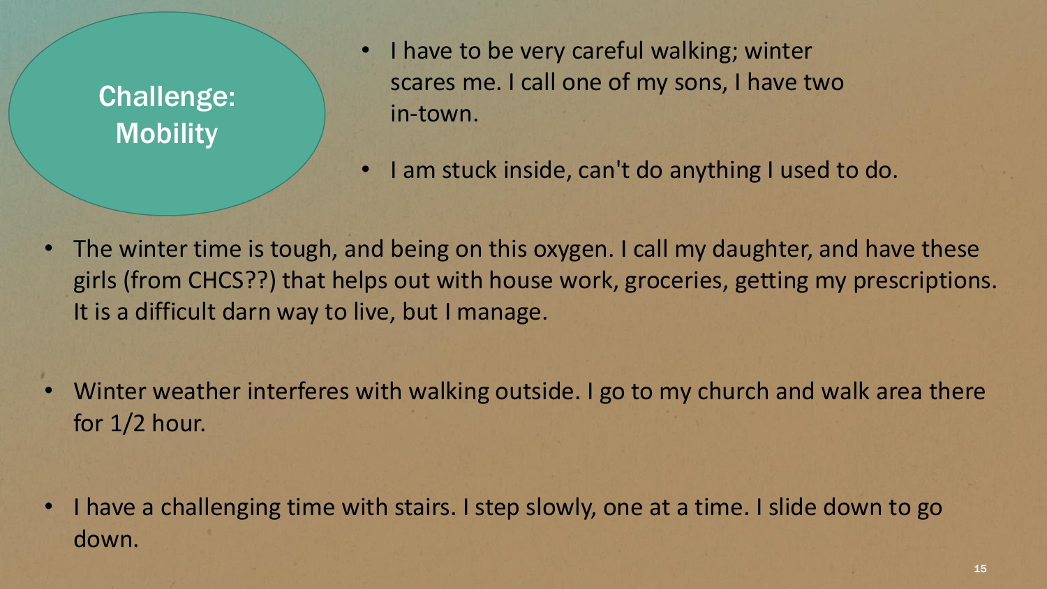## Challenge: Mobility

- I have to be very careful walking; winter scares me. I call one of my sons, I have two in-town.
- I am stuck inside, can't do anything I used to do.
- The winter time is tough, and being on this oxygen. I call my daughter, and have these girls (from CHCS??) that helps out with house work, groceries, getting my prescriptions. It is a difficult darn way to live, but I manage.
- Winter weather interferes with walking outside. I go to my church and walk area there for 1/2 hour.
- I have a challenging time with stairs. I step slowly, one at a time. I slide down to go down.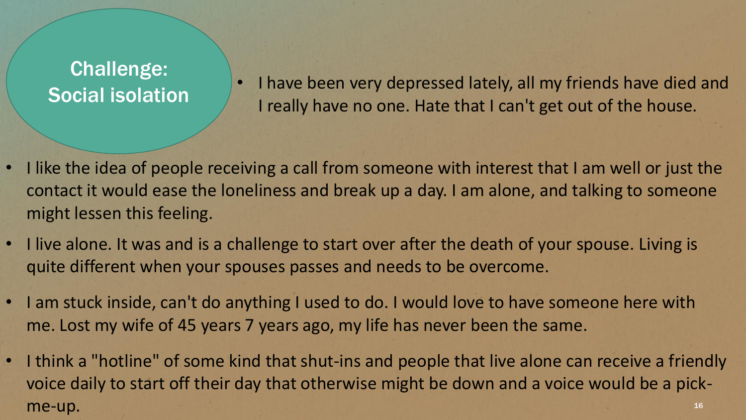## Challenge: Social isolation

- I have been very depressed lately, all my friends have died and I really have no one. Hate that I can't get out of the house.
- I like the idea of people receiving a call from someone with interest that I am well or just the contact it would ease the loneliness and break up a day. I am alone, and talking to someone might lessen this feeling.
- I live alone. It was and is a challenge to start over after the death of your spouse. Living is quite different when your spouses passes and needs to be overcome.
- I am stuck inside, can't do anything I used to do. I would love to have someone here with me. Lost my wife of 45 years 7 years ago, my life has never been the same.
- I think a "hotline" of some kind that shut-ins and people that live alone can receive a friendly voice daily to start off their day that otherwise might be down and a voice would be a pick-me-up.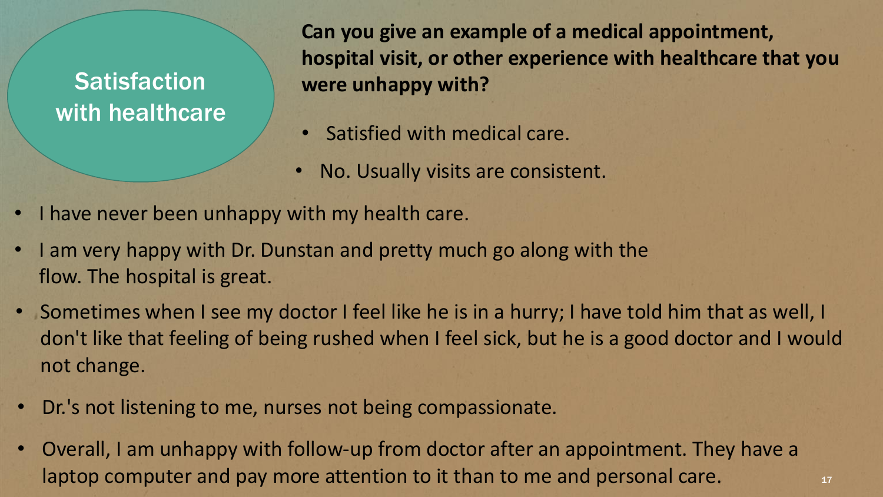## Satisfaction with healthcare

**Can you give an example of a medical appointment, hospital visit, or other experience with healthcare that you were unhappy with?**

- Satisfied with medical care.
- No. Usually visits are consistent.
- I have never been unhappy with my health care.
- I am very happy with Dr. Dunstan and pretty much go along with the flow. The hospital is great.
- Sometimes when I see my doctor I feel like he is in a hurry; I have told him that as well, I don't like that feeling of being rushed when I feel sick, but he is a good doctor and I would not change.
- Dr.'s not listening to me, nurses not being compassionate.
- Overall, I am unhappy with follow-up from doctor after an appointment. They have a laptop computer and pay more attention to it than to me and personal care.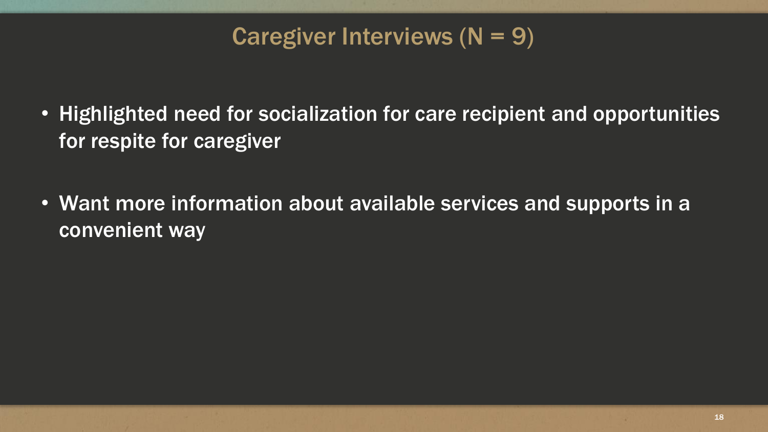# Caregiver Interviews (N = 9)

- Highlighted need for socialization for care recipient and opportunities for respite for caregiver
- Want more information about available services and supports in a convenient way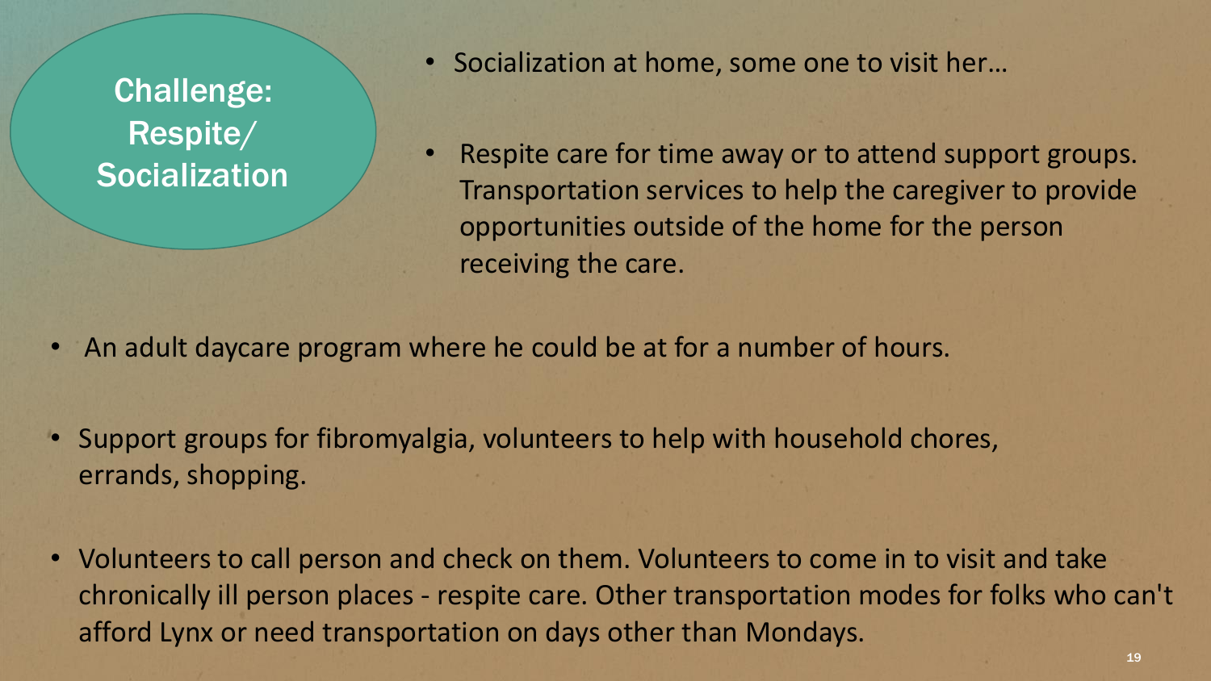## Challenge: Respite/ Socialization

- Socialization at home, some one to visit her…
- Respite care for time away or to attend support groups. Transportation services to help the caregiver to provide opportunities outside of the home for the person receiving the care.
- An adult daycare program where he could be at for a number of hours.
- Support groups for fibromyalgia, volunteers to help with household chores, errands, shopping.
- Volunteers to call person and check on them. Volunteers to come in to visit and take chronically ill person places - respite care. Other transportation modes for folks who can't afford Lynx or need transportation on days other than Mondays.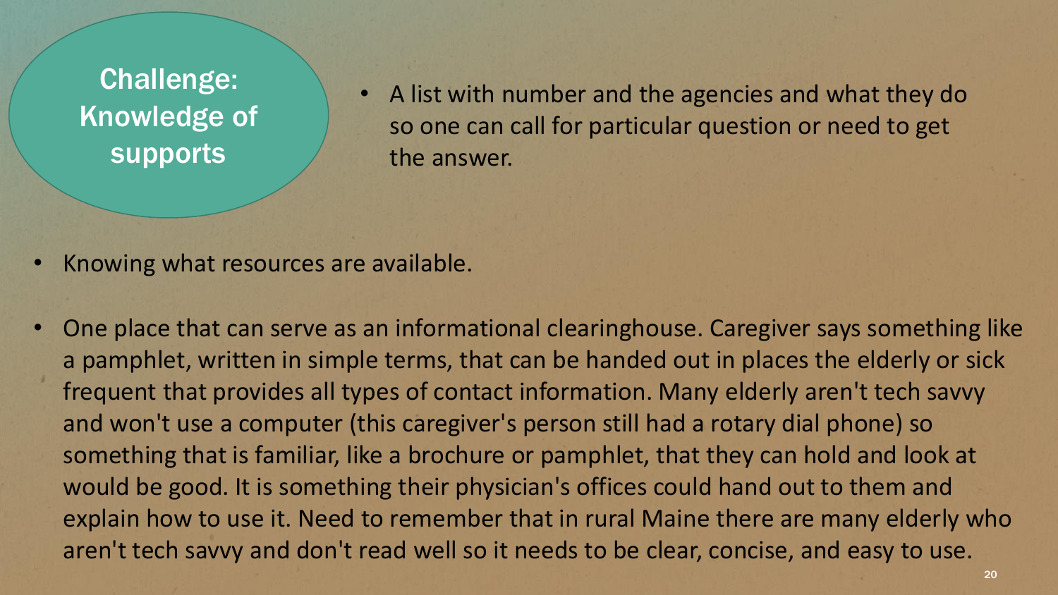## Challenge: Knowledge of supports

- A list with number and the agencies and what they do so one can call for particular question or need to get the answer.

- Knowing what resources are available.
- One place that can serve as an informational clearinghouse. Caregiver says something like a pamphlet, written in simple terms, that can be handed out in places the elderly or sick frequent that provides all types of contact information. Many elderly aren't tech savvy and won't use a computer (this caregiver's person still had a rotary dial phone) so something that is familiar, like a brochure or pamphlet, that they can hold and look at would be good. It is something their physician's offices could hand out to them and explain how to use it. Need to remember that in rural Maine there are many elderly who aren't tech savvy and don't read well so it needs to be clear, concise, and easy to use.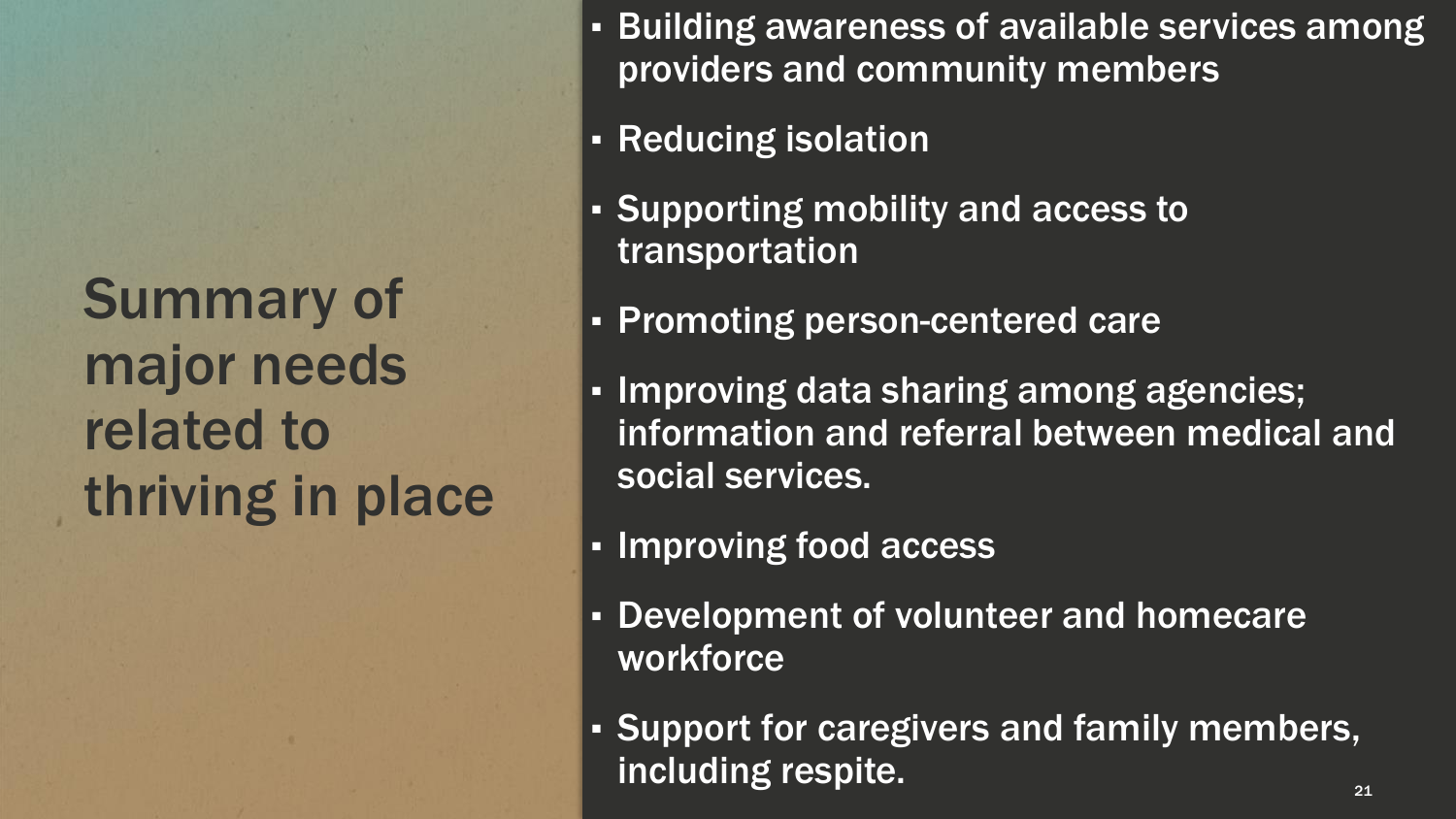# Summary of major needs related to thriving in place

- Building awareness of available services among providers and community members
- Reducing isolation
- Supporting mobility and access to transportation
- Promoting person-centered care
- Improving data sharing among agencies; information and referral between medical and social services.
- Improving food access
- Development of volunteer and homecare workforce
- Support for caregivers and family members, including respite.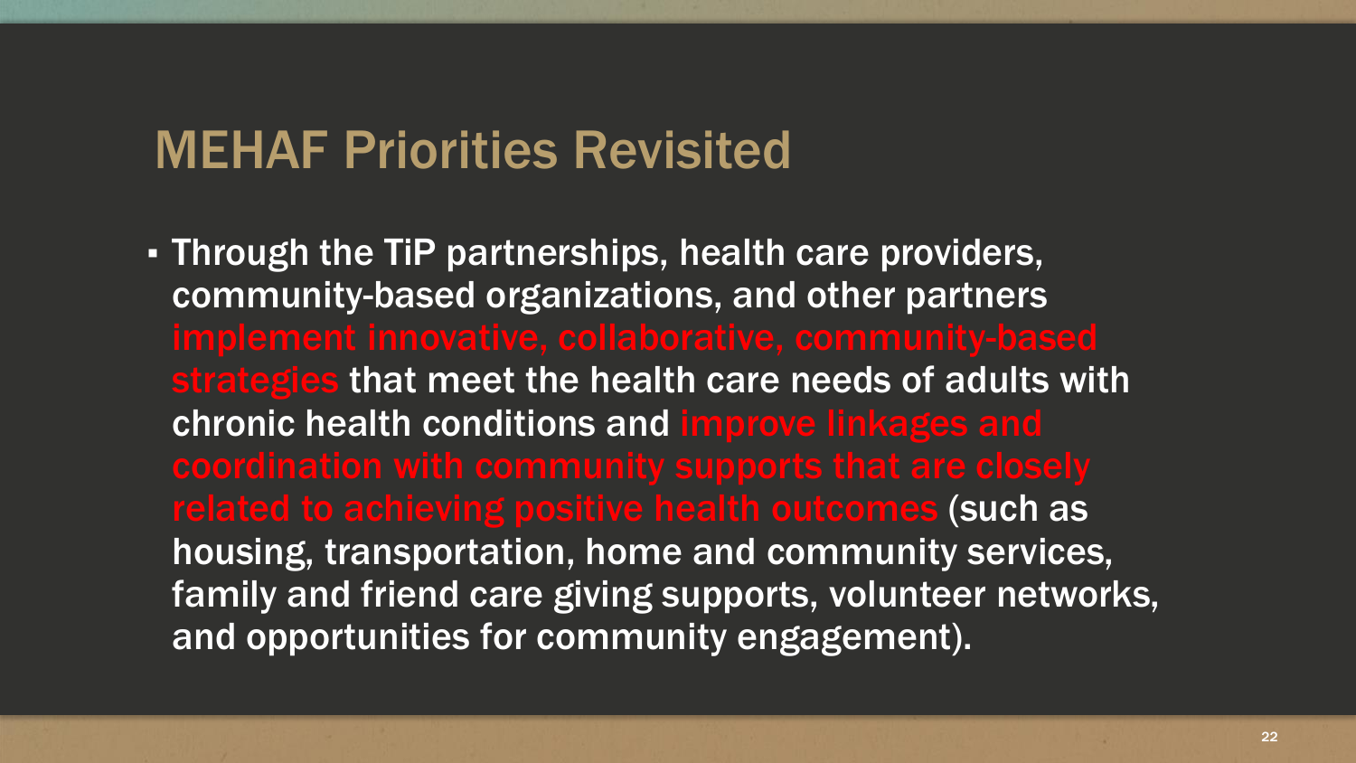# MEHAF Priorities Revisited

- Through the TiP partnerships, health care providers, community-based organizations, and other partners implement innovative, collaborative, community-based strategies that meet the health care needs of adults with chronic health conditions and improve linkages and coordination with community supports that are closely related to achieving positive health outcomes (such as housing, transportation, home and community services, family and friend care giving supports, volunteer networks, and opportunities for community engagement).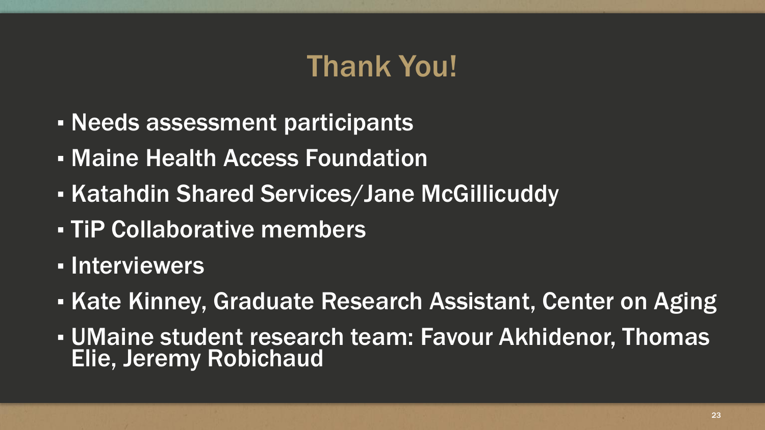# Thank You!

- Needs assessment participants
- Maine Health Access Foundation
- Katahdin Shared Services/Jane McGillicuddy
- TiP Collaborative members
- Interviewers
- Kate Kinney, Graduate Research Assistant, Center on Aging
- UMaine student research team: Favour Akhidenor, Thomas Elie, Jeremy Robichaud